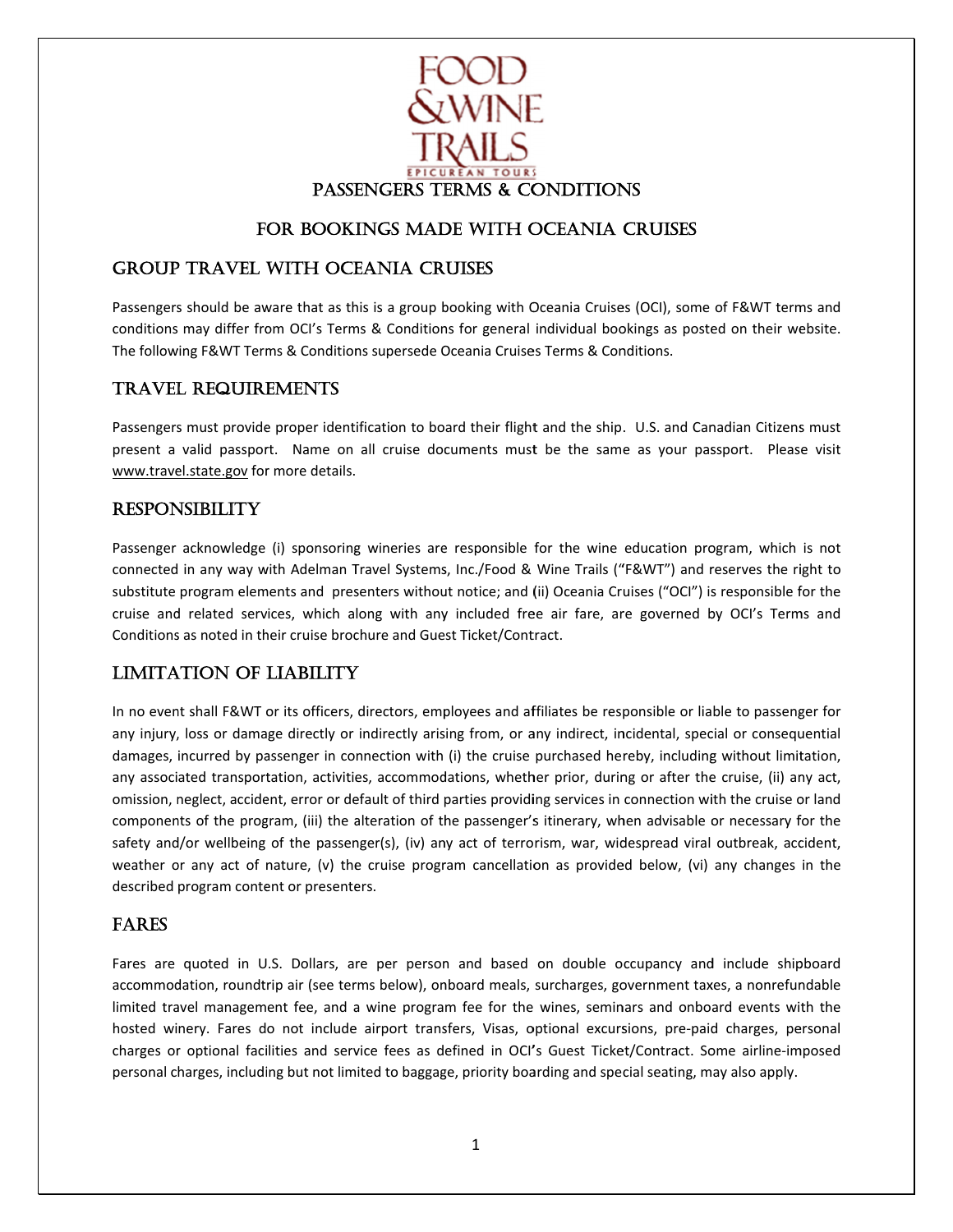FOOD & WINE TRAILS

EPICUREAN TOURS

# PASSENGERS TERMS & CONDITIONS

## FOR BOOKINGS MADE WITH OCEANIA CRUISES

### GROUP TRAVEL WITH OCEANIA CRUISES

Passengers should be aware that as this is a group booking with Oceania Cruises (OCI), some of F&WT terms and conditions may differ from OCI's Terms & Conditions for general individual bookings as posted on their website. The following F&WT Terms & Conditions supersede Oceania Cruises Terms & Conditions.

### TRAVEL REQUIREMENTS

Passengers must provide proper identification to board their flight and the ship. U.S. and Canadian Citizens must present a valid passport. Name on all cruise documents must be the same as your passport. Please visit www.travel.state.gov for more details.

### RESPONSIBILITY

Passenger acknowledge (i) sponsoring wineries are responsible for the wine education program, which is not connected in any way with Adelman Travel Systems, Inc./Food & Wine Trails ("F&WT") and reserves the right to substitute program elements and presenters without notice; and (ii) Oceania Cruises ("OCI") is responsible for the cruise and related services, which along with any included free air fare, are governed by OCI's Terms and Conditions as noted in their cruise brochure and Guest Ticket/Contract.

### LIMITATION OF LIABILITY

In no event shall F&WT or its officers, directors, employees and affiliates be responsible or liable to passenger for any injury, loss or damage directly or indirectly arising from, or any indirect, incidental, special or consequential damages, incurred by passenger in connection with (i) the cruise purchased hereby, including without limitation, any associated transportation, activities, accommodations, whether prior, during or after the cruise, (ii) any act, omission, neglect, accident, error or default of third parties providing services in connection with the cruise or land components of the program, (iii) the alteration of the passenger's itinerary, when advisable or necessary for the safety and/or wellbeing of the passenger(s), (iv) any act of terrorism, war, widespread viral outbreak, accident, weather or any act of nature, (v) the cruise program cancellation as provided below, (vi) any changes in the described program content or presenters.

### FARES

Fares are quoted in U.S. Dollars, are per person and based on double occupancy and include shipboard accommodation, roundtrip air (see terms below), onboard meals, surcharges, government taxes, a nonrefundable limited travel management fee, and a wine program fee for the wines, seminars and onboard events with the hosted winery. Fares do not include airport transfers, Visas, optional excursions, pre-paid charges, personal charges or optional facilities and service fees as defined in OCI's Guest Ticket/Contract. Some airline-imposed personal charges, including but not limited to baggage, priority boarding and special seating, may also apply.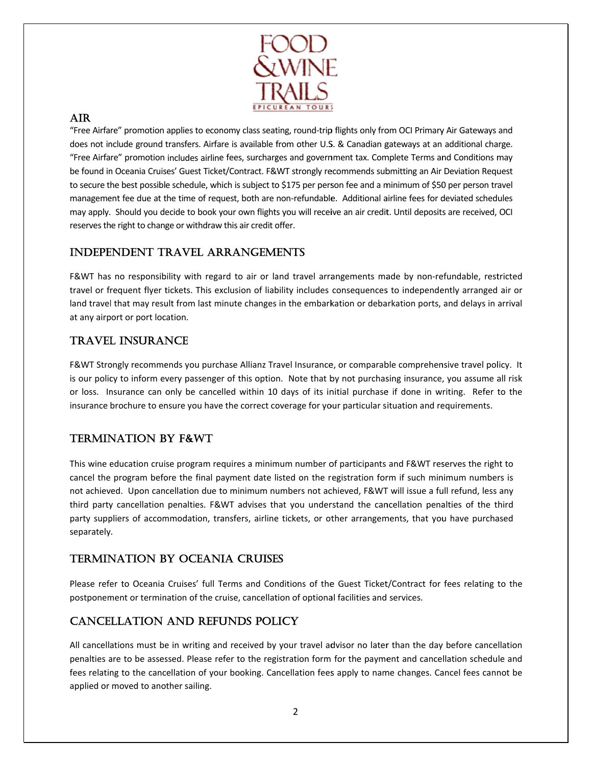## AIR

"Free Airfare" promotion applies to economy class seating, round-trip flights only from OCI Primary Air Gateways and does not include ground transfers. Airfare is available from other U.S. & Canadian gateways at an additional charge. "Free Airfare" promotion includes airline fees, surcharges and government tax. Complete Terms and Conditions may be found in Oceania Cruises' Guest Ticket/Contract. F&WT strongly recommends submitting an Air Deviation Request to secure the best possible schedule, which is subject to $175 per person fee and a minimum of $50 per person travel management fee due at the time of request, both are non-refundable. Additional airline fees for deviated schedules may apply. Should you decide to book your own flights you will receive an air credit. Until deposits are received, OCI reserves the right to change or withdraw this air credit offer.

## INDEPENDENT TRAVEL ARRANGEMENTS

F&WT has no responsibility with regard to air or land travel arrangements made by non-refundable, restricted travel or frequent flyer tickets. This exclusion of liability includes consequences to independently arranged air or land travel that may result from last minute changes in the embarkation or debarkation ports, and delays in arrival at any airport or port location.

## TRAVEL INSURANCE

F&WT Strongly recommends you purchase Allianz Travel Insurance, or comparable comprehensive travel policy. It is our policy to inform every passenger of this option. Note that by not purchasing insurance, you assume all risk or loss. Insurance can only be cancelled within 10 days of its initial purchase if done in writing. Refer to the insurance brochure to ensure you have the correct coverage for your particular situation and requirements.

## TERMINATION BY F&WT

This wine education cruise program requires a minimum number of participants and F&WT reserves the right to cancel the program before the final payment date listed on the registration form if such minimum numbers is not achieved. Upon cancellation due to minimum numbers not achieved, F&WT will issue a full refund, less any third party cancellation penalties. F&WT advises that you understand the cancellation penalties of the third party suppliers of accommodation, transfers, airline tickets, or other arrangements, that you have purchased separately.

## TERMINATION BY OCEANIA CRUISES

Please refer to Oceania Cruises' full Terms and Conditions of the Guest Ticket/Contract for fees relating to the postponement or termination of the cruise, cancellation of optional facilities and services.

## CANCELLATION AND REFUNDS POLICY

All cancellations must be in writing and received by your travel advisor no later than the day before cancellation penalties are to be assessed. Please refer to the registration form for the payment and cancellation schedule and fees relating to the cancellation of your booking. Cancellation fees apply to name changes. Cancel fees cannot be applied or moved to another sailing.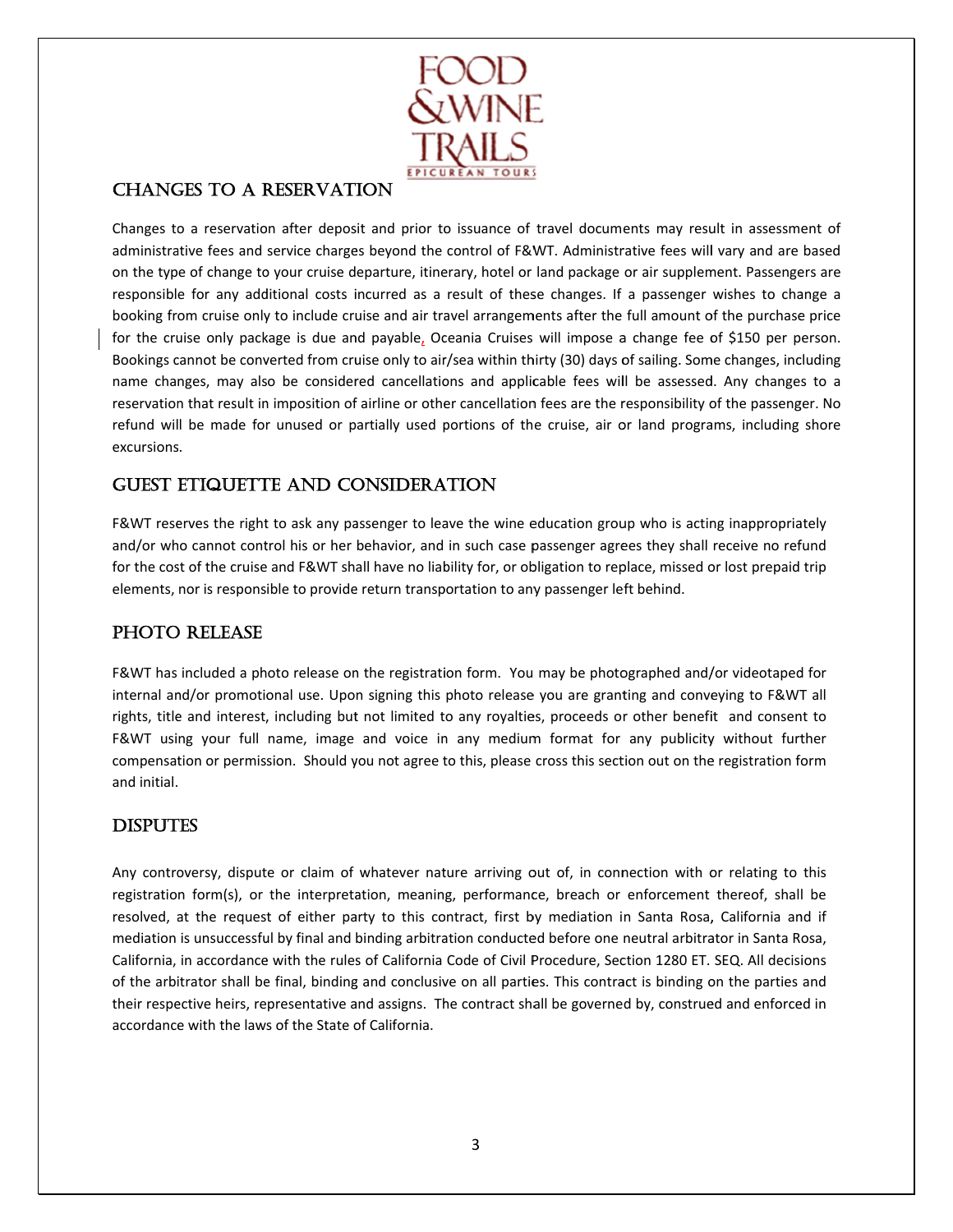## CHANGES TO A RESERVATION

Changes to a reservation after deposit and prior to issuance of travel documents may result in assessment of administrative fees and service charges beyond the control of F&WT. Administrative fees will vary and are based on the type of change to your cruise departure, itinerary, hotel or land package or air supplement. Passengers are responsible for any additional costs incurred as a result of these changes. If a passenger wishes to change a booking from cruise only to include cruise and air travel arrangements after the full amount of the purchase price for the cruise only package is due and payable, Oceania Cruises will impose a change fee of $150 per person. Bookings cannot be converted from cruise only to air/sea within thirty (30) days of sailing. Some changes, including name changes, may also be considered cancellations and applicable fees will be assessed. Any changes to a reservation that result in imposition of airline or other cancellation fees are the responsibility of the passenger. No refund will be made for unused or partially used portions of the cruise, air or land programs, including shore excursions.

## GUEST ETIQUETTE AND CONSIDERATION

F&WT reserves the right to ask any passenger to leave the wine education group who is acting inappropriately and/or who cannot control his or her behavior, and in such case passenger agrees they shall receive no refund for the cost of the cruise and F&WT shall have no liability for, or obligation to replace, missed or lost prepaid trip elements, nor is responsible to provide return transportation to any passenger left behind.

## PHOTO RELEASE

F&WT has included a photo release on the registration form. You may be photographed and/or videotaped for internal and/or promotional use. Upon signing this photo release you are granting and conveying to F&WT all rights, title and interest, including but not limited to any royalties, proceeds or other benefit and consent to F&WT using your full name, image and voice in any medium format for any publicity without further compensation or permission. Should you not agree to this, please cross this section out on the registration form and initial.

## DISPUTES

Any controversy, dispute or claim of whatever nature arriving out of, in connection with or relating to this registration form(s), or the interpretation, meaning, performance, breach or enforcement thereof, shall be resolved, at the request of either party to this contract, first by mediation in Santa Rosa, California and if mediation is unsuccessful by final and binding arbitration conducted before one neutral arbitrator in Santa Rosa, California, in accordance with the rules of California Code of Civil Procedure, Section 1280 ET. SEQ. All decisions of the arbitrator shall be final, binding and conclusive on all parties. This contract is binding on the parties and their respective heirs, representative and assigns. The contract shall be governed by, construed and enforced in accordance with the laws of the State of California.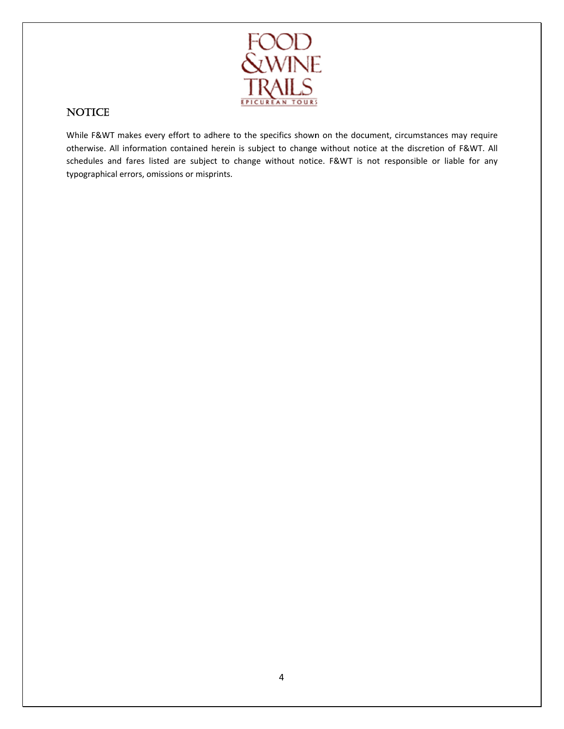FOOD
&WINE
TRAILS
EPICUREAN TOURS

## NOTICE

While F&WT makes every effort to adhere to the specifics shown on the document, circumstances may require otherwise. All information contained herein is subject to change without notice at the discretion of F&WT. All schedules and fares listed are subject to change without notice. F&WT is not responsible or liable for any typographical errors, omissions or misprints.